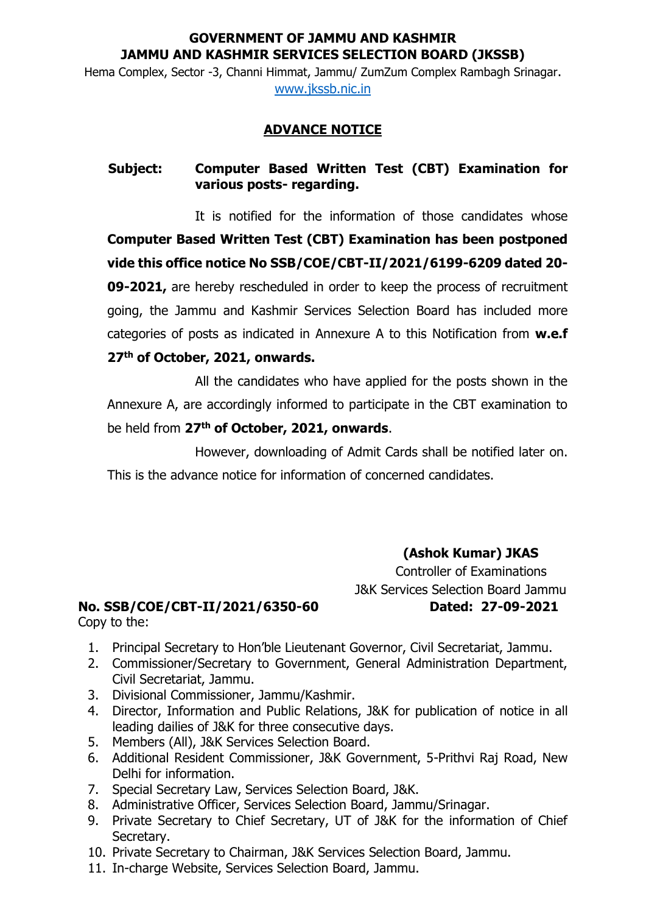**GOVERNMENT OF JAMMU AND KASHMIR**
**JAMMU AND KASHMIR SERVICES SELECTION BOARD (JKSSB)**

Hema Complex, Sector -3, Channi Himmat, Jammu/ ZumZum Complex Rambagh Srinagar.
www.jkssb.nic.in

## ADVANCE NOTICE

**Subject:** **Computer Based Written Test (CBT) Examination for various posts- regarding.**

It is notified for the information of those candidates whose **Computer Based Written Test (CBT) Examination has been postponed vide this office notice No SSB/COE/CBT-II/2021/6199-6209 dated 20-09-2021,** are hereby rescheduled in order to keep the process of recruitment going, the Jammu and Kashmir Services Selection Board has included more categories of posts as indicated in Annexure A to this Notification from **w.e.f 27th of October, 2021, onwards.**

All the candidates who have applied for the posts shown in the Annexure A, are accordingly informed to participate in the CBT examination to be held from **27th of October, 2021, onwards**.

However, downloading of Admit Cards shall be notified later on. This is the advance notice for information of concerned candidates.

**(Ashok Kumar) JKAS**
Controller of Examinations
J&K Services Selection Board Jammu

**No. SSB/COE/CBT-II/2021/6350-60** **Dated: 27-09-2021**

Copy to the:

1. Principal Secretary to Hon'ble Lieutenant Governor, Civil Secretariat, Jammu.
2. Commissioner/Secretary to Government, General Administration Department, Civil Secretariat, Jammu.
3. Divisional Commissioner, Jammu/Kashmir.
4. Director, Information and Public Relations, J&K for publication of notice in all leading dailies of J&K for three consecutive days.
5. Members (All), J&K Services Selection Board.
6. Additional Resident Commissioner, J&K Government, 5-Prithvi Raj Road, New Delhi for information.
7. Special Secretary Law, Services Selection Board, J&K.
8. Administrative Officer, Services Selection Board, Jammu/Srinagar.
9. Private Secretary to Chief Secretary, UT of J&K for the information of Chief Secretary.
10. Private Secretary to Chairman, J&K Services Selection Board, Jammu.
11. In-charge Website, Services Selection Board, Jammu.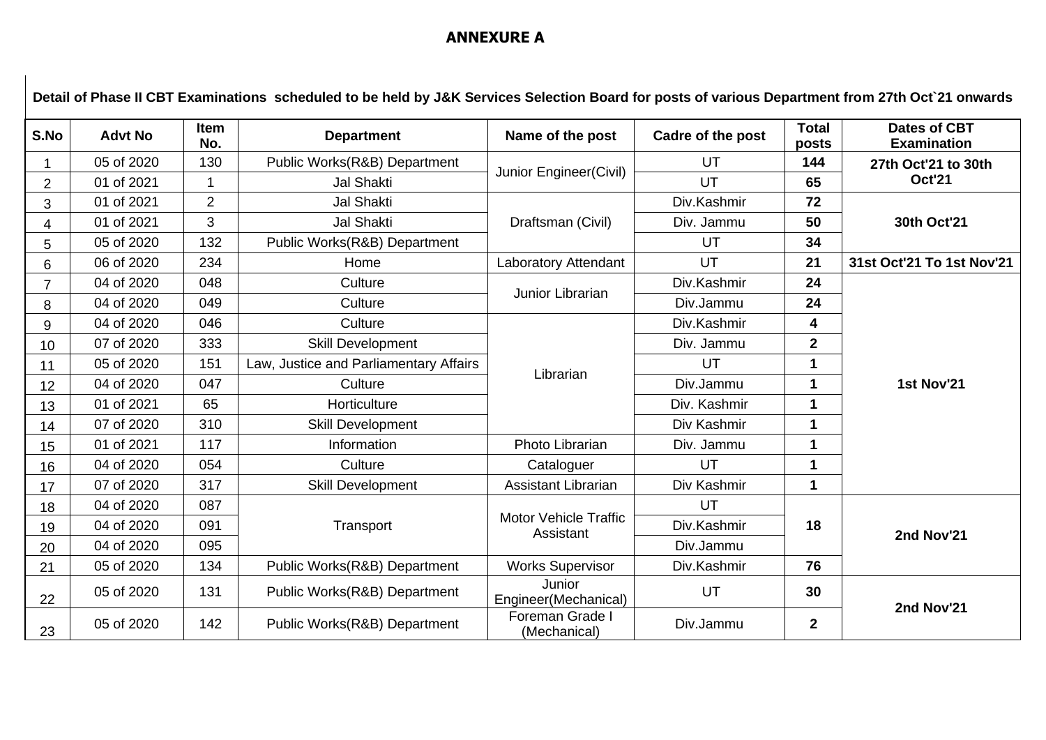## ANNEXURE A

**Detail of Phase II CBT Examinations scheduled to be held by J&K Services Selection Board for posts of various Department from 27th Oct`21 onwards**

| S.No | Advt No | Item No. | Department | Name of the post | Cadre of the post | Total posts | Dates of CBT Examination |
|---|---|---|---|---|---|---|---|
| 1 | 05 of 2020 | 130 | Public Works(R&B) Department | Junior Engineer(Civil) | UT | **144** | **27th Oct'21 to 30th Oct'21** |
| 2 | 01 of 2021 | 1 | Jal Shakti | | UT | **65** | |
| 3 | 01 of 2021 | 2 | Jal Shakti | Draftsman (Civil) | Div.Kashmir | **72** | **30th Oct'21** |
| 4 | 01 of 2021 | 3 | Jal Shakti | | Div. Jammu | **50** | |
| 5 | 05 of 2020 | 132 | Public Works(R&B) Department | | UT | **34** | |
| 6 | 06 of 2020 | 234 | Home | Laboratory Attendant | UT | **21** | **31st Oct'21 To 1st Nov'21** |
| 7 | 04 of 2020 | 048 | Culture | Junior Librarian | Div.Kashmir | **24** | **1st Nov'21** |
| 8 | 04 of 2020 | 049 | Culture | | Div.Jammu | **24** | |
| 9 | 04 of 2020 | 046 | Culture | Librarian | Div.Kashmir | **4** | |
| 10 | 07 of 2020 | 333 | Skill Development | | Div. Jammu | **2** | |
| 11 | 05 of 2020 | 151 | Law, Justice and Parliamentary Affairs | | UT | **1** | |
| 12 | 04 of 2020 | 047 | Culture | | Div.Jammu | **1** | |
| 13 | 01 of 2021 | 65 | Horticulture | | Div. Kashmir | **1** | |
| 14 | 07 of 2020 | 310 | Skill Development | | Div Kashmir | **1** | |
| 15 | 01 of 2021 | 117 | Information | Photo Librarian | Div. Jammu | **1** | |
| 16 | 04 of 2020 | 054 | Culture | Cataloguer | UT | **1** | |
| 17 | 07 of 2020 | 317 | Skill Development | Assistant Librarian | Div Kashmir | **1** | |
| 18 | 04 of 2020 | 087 | Transport | Motor Vehicle Traffic Assistant | UT | **18** | **2nd Nov'21** |
| 19 | 04 of 2020 | 091 | | | Div.Kashmir | | |
| 20 | 04 of 2020 | 095 | | | Div.Jammu | | |
| 21 | 05 of 2020 | 134 | Public Works(R&B) Department | Works Supervisor | Div.Kashmir | **76** | |
| 22 | 05 of 2020 | 131 | Public Works(R&B) Department | Junior Engineer(Mechanical) | UT | **30** | **2nd Nov'21** |
| 23 | 05 of 2020 | 142 | Public Works(R&B) Department | Foreman Grade I (Mechanical) | Div.Jammu | **2** | |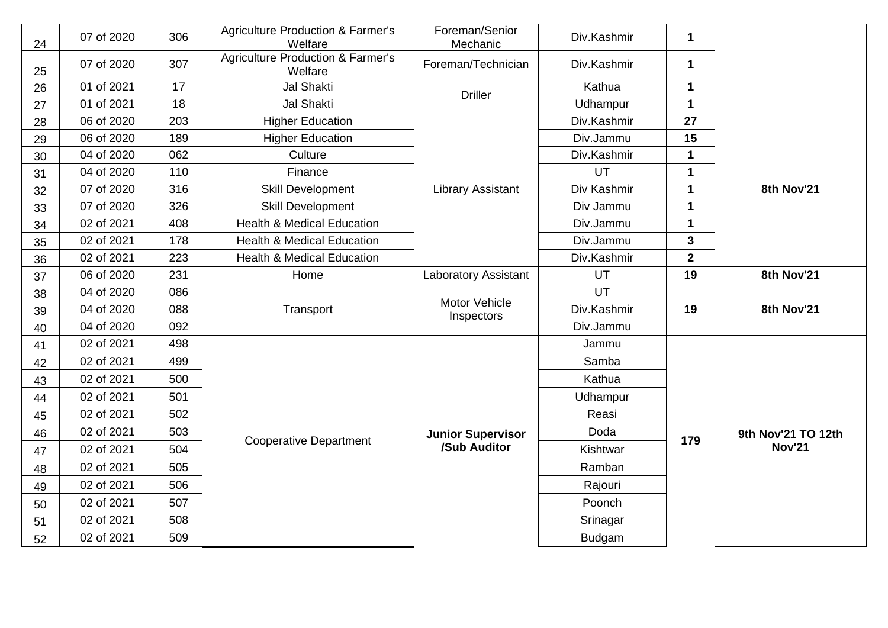| 24 | 07 of 2020 | 306 | Agriculture Production & Farmer's Welfare | Foreman/Senior Mechanic | Div.Kashmir | **1** | |
|---|---|---|---|---|---|---|---|
| 25 | 07 of 2020 | 307 | Agriculture Production & Farmer's Welfare | Foreman/Technician | Div.Kashmir | **1** | |
| 26 | 01 of 2021 | 17 | Jal Shakti | Driller | Kathua | **1** | |
| 27 | 01 of 2021 | 18 | Jal Shakti | | Udhampur | **1** | |
| 28 | 06 of 2020 | 203 | Higher Education | Library Assistant | Div.Kashmir | **27** | **8th Nov'21** |
| 29 | 06 of 2020 | 189 | Higher Education | | Div.Jammu | **15** | |
| 30 | 04 of 2020 | 062 | Culture | | Div.Kashmir | **1** | |
| 31 | 04 of 2020 | 110 | Finance | | UT | **1** | |
| 32 | 07 of 2020 | 316 | Skill Development | | Div Kashmir | **1** | |
| 33 | 07 of 2020 | 326 | Skill Development | | Div Jammu | **1** | |
| 34 | 02 of 2021 | 408 | Health & Medical Education | | Div.Jammu | **1** | |
| 35 | 02 of 2021 | 178 | Health & Medical Education | | Div.Jammu | **3** | |
| 36 | 02 of 2021 | 223 | Health & Medical Education | | Div.Kashmir | **2** | |
| 37 | 06 of 2020 | 231 | Home | Laboratory Assistant | UT | **19** | **8th Nov'21** |
| 38 | 04 of 2020 | 086 | Transport | Motor Vehicle Inspectors | UT | **19** | **8th Nov'21** |
| 39 | 04 of 2020 | 088 | | | Div.Kashmir | | |
| 40 | 04 of 2020 | 092 | | | Div.Jammu | | |
| 41 | 02 of 2021 | 498 | Cooperative Department | **Junior Supervisor /Sub Auditor** | Jammu | **179** | **9th Nov'21 TO 12th Nov'21** |
| 42 | 02 of 2021 | 499 | | | Samba | | |
| 43 | 02 of 2021 | 500 | | | Kathua | | |
| 44 | 02 of 2021 | 501 | | | Udhampur | | |
| 45 | 02 of 2021 | 502 | | | Reasi | | |
| 46 | 02 of 2021 | 503 | | | Doda | | |
| 47 | 02 of 2021 | 504 | | | Kishtwar | | |
| 48 | 02 of 2021 | 505 | | | Ramban | | |
| 49 | 02 of 2021 | 506 | | | Rajouri | | |
| 50 | 02 of 2021 | 507 | | | Poonch | | |
| 51 | 02 of 2021 | 508 | | | Srinagar | | |
| 52 | 02 of 2021 | 509 | | | Budgam | | |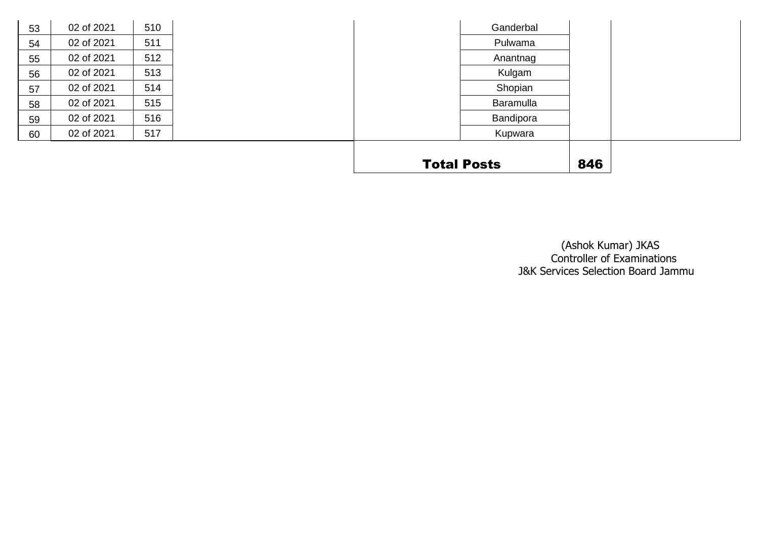| | | | | | | | |
|---|---|---|---|---|---|---|---|
| 53 | 02 of 2021 | 510 | | | Ganderbal | | |
| 54 | 02 of 2021 | 511 | | | Pulwama | | |
| 55 | 02 of 2021 | 512 | | | Anantnag | | |
| 56 | 02 of 2021 | 513 | | | Kulgam | | |
| 57 | 02 of 2021 | 514 | | | Shopian | | |
| 58 | 02 of 2021 | 515 | | | Baramulla | | |
| 59 | 02 of 2021 | 516 | | | Bandipora | | |
| 60 | 02 of 2021 | 517 | | | Kupwara | | |
| | | | | **Total Posts** | | **846** | |

(Ashok Kumar) JKAS
Controller of Examinations
J&K Services Selection Board Jammu